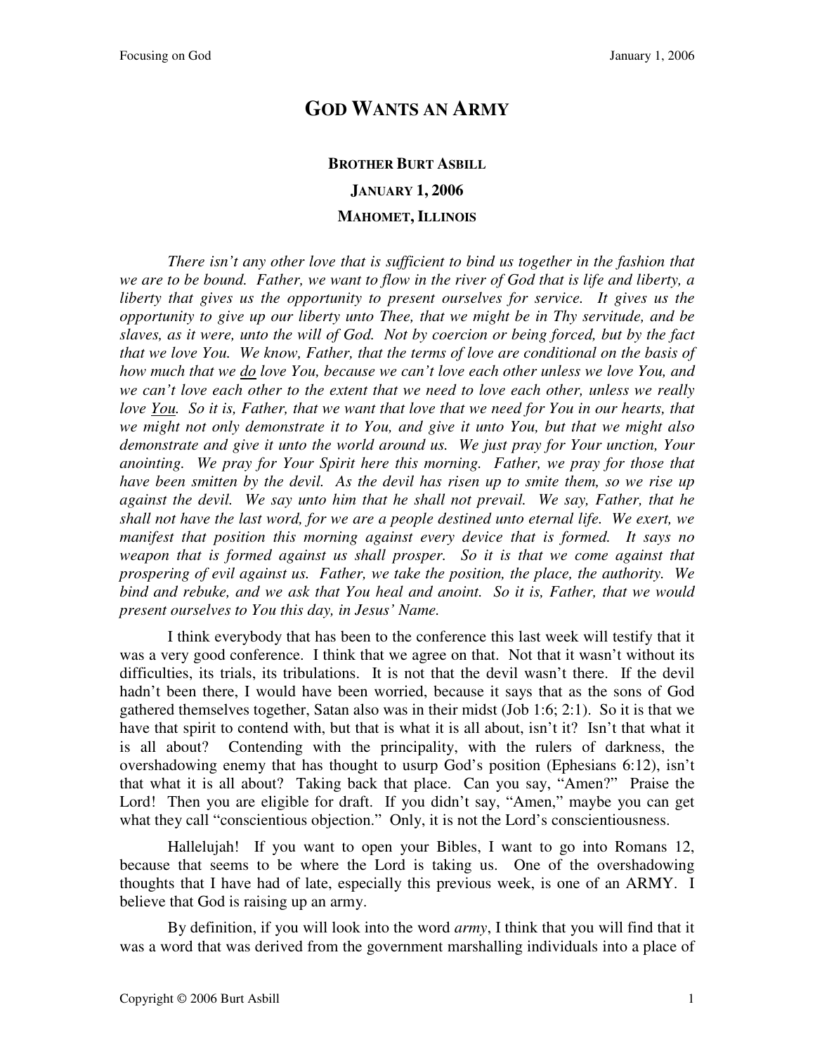# GOD WANTS AN ARMY

**BROTHER BURT ASBILL**

**JANUARY 1, 2006**

**MAHOMET, ILLINOIS**

*There isn't any other love that is sufficient to bind us together in the fashion that we are to be bound. Father, we want to flow in the river of God that is life and liberty, a liberty that gives us the opportunity to present ourselves for service. It gives us the opportunity to give up our liberty unto Thee, that we might be in Thy servitude, and be slaves, as it were, unto the will of God. Not by coercion or being forced, but by the fact that we love You. We know, Father, that the terms of love are conditional on the basis of how much that we <u>do</u> love You, because we can't love each other unless we love You, and we can't love each other to the extent that we need to love each other, unless we really love <u>You</u>. So it is, Father, that we want that love that we need for You in our hearts, that we might not only demonstrate it to You, and give it unto You, but that we might also demonstrate and give it unto the world around us. We just pray for Your unction, Your anointing. We pray for Your Spirit here this morning. Father, we pray for those that have been smitten by the devil. As the devil has risen up to smite them, so we rise up against the devil. We say unto him that he shall not prevail. We say, Father, that he shall not have the last word, for we are a people destined unto eternal life. We exert, we manifest that position this morning against every device that is formed. It says no weapon that is formed against us shall prosper. So it is that we come against that prospering of evil against us. Father, we take the position, the place, the authority. We bind and rebuke, and we ask that You heal and anoint. So it is, Father, that we would present ourselves to You this day, in Jesus' Name.*

I think everybody that has been to the conference this last week will testify that it was a very good conference. I think that we agree on that. Not that it wasn't without its difficulties, its trials, its tribulations. It is not that the devil wasn't there. If the devil hadn't been there, I would have been worried, because it says that as the sons of God gathered themselves together, Satan also was in their midst (Job 1:6; 2:1). So it is that we have that spirit to contend with, but that is what it is all about, isn't it? Isn't that what it is all about? Contending with the principality, with the rulers of darkness, the overshadowing enemy that has thought to usurp God's position (Ephesians 6:12), isn't that what it is all about? Taking back that place. Can you say, "Amen?" Praise the Lord! Then you are eligible for draft. If you didn't say, "Amen," maybe you can get what they call "conscientious objection." Only, it is not the Lord's conscientiousness.

Hallelujah! If you want to open your Bibles, I want to go into Romans 12, because that seems to be where the Lord is taking us. One of the overshadowing thoughts that I have had of late, especially this previous week, is one of an ARMY. I believe that God is raising up an army.

By definition, if you will look into the word *army*, I think that you will find that it was a word that was derived from the government marshalling individuals into a place of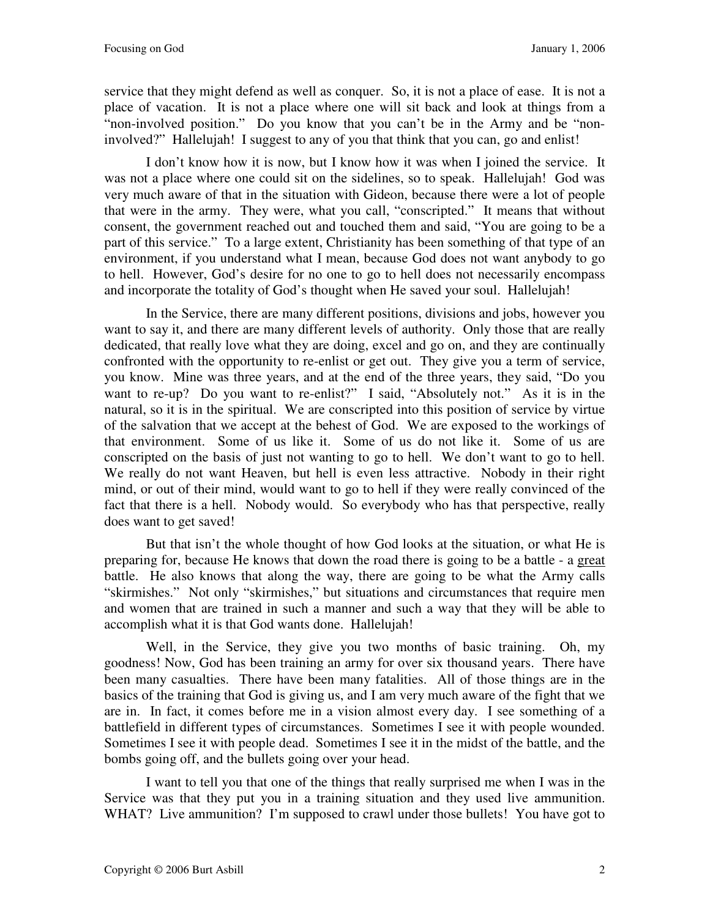service that they might defend as well as conquer. So, it is not a place of ease. It is not a place of vacation. It is not a place where one will sit back and look at things from a "non-involved position." Do you know that you can't be in the Army and be "non-involved?" Hallelujah! I suggest to any of you that think that you can, go and enlist!

I don't know how it is now, but I know how it was when I joined the service. It was not a place where one could sit on the sidelines, so to speak. Hallelujah! God was very much aware of that in the situation with Gideon, because there were a lot of people that were in the army. They were, what you call, "conscripted." It means that without consent, the government reached out and touched them and said, "You are going to be a part of this service." To a large extent, Christianity has been something of that type of an environment, if you understand what I mean, because God does not want anybody to go to hell. However, God's desire for no one to go to hell does not necessarily encompass and incorporate the totality of God's thought when He saved your soul. Hallelujah!

In the Service, there are many different positions, divisions and jobs, however you want to say it, and there are many different levels of authority. Only those that are really dedicated, that really love what they are doing, excel and go on, and they are continually confronted with the opportunity to re-enlist or get out. They give you a term of service, you know. Mine was three years, and at the end of the three years, they said, "Do you want to re-up? Do you want to re-enlist?" I said, "Absolutely not." As it is in the natural, so it is in the spiritual. We are conscripted into this position of service by virtue of the salvation that we accept at the behest of God. We are exposed to the workings of that environment. Some of us like it. Some of us do not like it. Some of us are conscripted on the basis of just not wanting to go to hell. We don't want to go to hell. We really do not want Heaven, but hell is even less attractive. Nobody in their right mind, or out of their mind, would want to go to hell if they were really convinced of the fact that there is a hell. Nobody would. So everybody who has that perspective, really does want to get saved!

But that isn't the whole thought of how God looks at the situation, or what He is preparing for, because He knows that down the road there is going to be a battle - a <u>great</u> battle. He also knows that along the way, there are going to be what the Army calls "skirmishes." Not only "skirmishes," but situations and circumstances that require men and women that are trained in such a manner and such a way that they will be able to accomplish what it is that God wants done. Hallelujah!

Well, in the Service, they give you two months of basic training. Oh, my goodness! Now, God has been training an army for over six thousand years. There have been many casualties. There have been many fatalities. All of those things are in the basics of the training that God is giving us, and I am very much aware of the fight that we are in. In fact, it comes before me in a vision almost every day. I see something of a battlefield in different types of circumstances. Sometimes I see it with people wounded. Sometimes I see it with people dead. Sometimes I see it in the midst of the battle, and the bombs going off, and the bullets going over your head.

I want to tell you that one of the things that really surprised me when I was in the Service was that they put you in a training situation and they used live ammunition. WHAT? Live ammunition? I'm supposed to crawl under those bullets! You have got to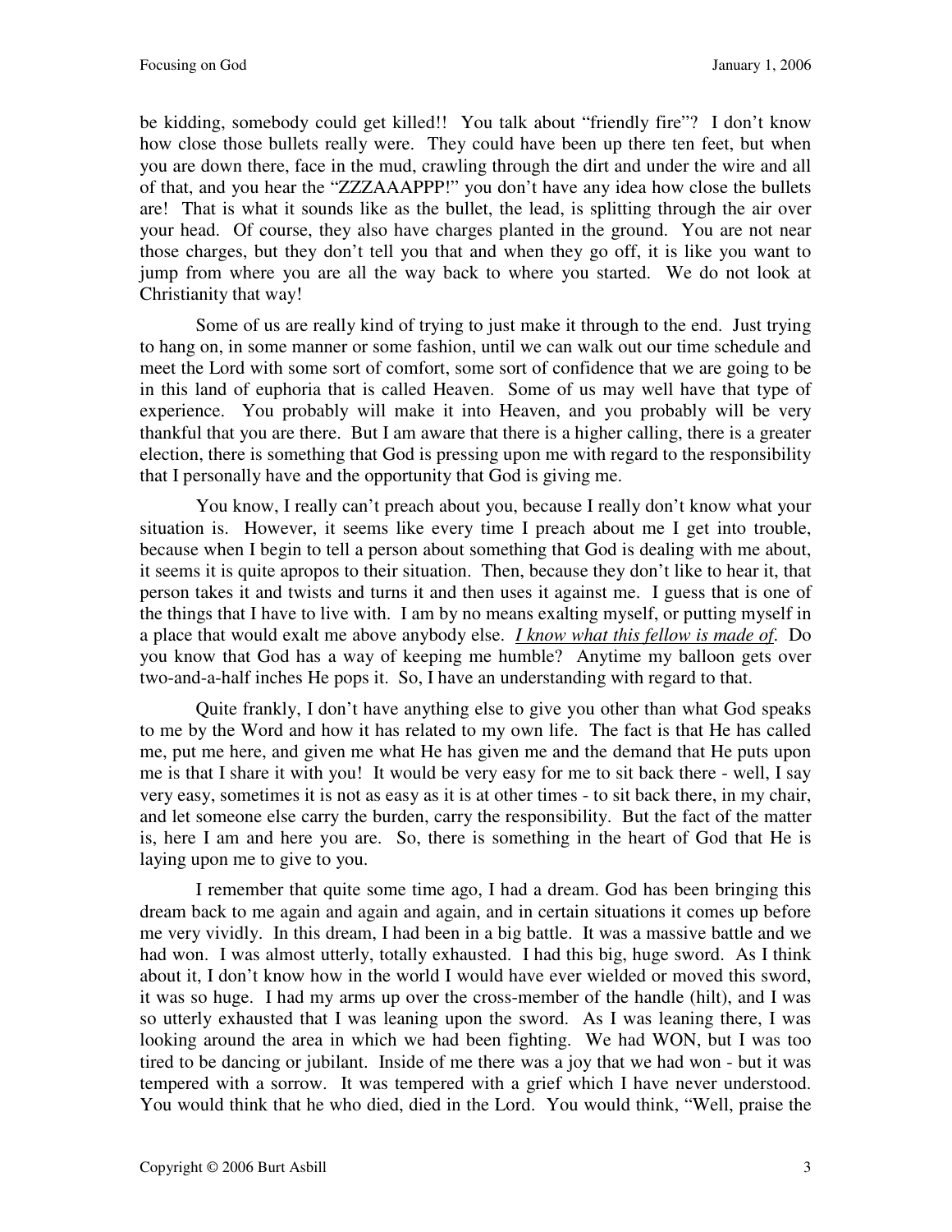be kidding, somebody could get killed!! You talk about "friendly fire"? I don't know how close those bullets really were. They could have been up there ten feet, but when you are down there, face in the mud, crawling through the dirt and under the wire and all of that, and you hear the "ZZZAAAPPP!" you don't have any idea how close the bullets are! That is what it sounds like as the bullet, the lead, is splitting through the air over your head. Of course, they also have charges planted in the ground. You are not near those charges, but they don't tell you that and when they go off, it is like you want to jump from where you are all the way back to where you started. We do not look at Christianity that way!

Some of us are really kind of trying to just make it through to the end. Just trying to hang on, in some manner or some fashion, until we can walk out our time schedule and meet the Lord with some sort of comfort, some sort of confidence that we are going to be in this land of euphoria that is called Heaven. Some of us may well have that type of experience. You probably will make it into Heaven, and you probably will be very thankful that you are there. But I am aware that there is a higher calling, there is a greater election, there is something that God is pressing upon me with regard to the responsibility that I personally have and the opportunity that God is giving me.

You know, I really can't preach about you, because I really don't know what your situation is. However, it seems like every time I preach about me I get into trouble, because when I begin to tell a person about something that God is dealing with me about, it seems it is quite apropos to their situation. Then, because they don't like to hear it, that person takes it and twists and turns it and then uses it against me. I guess that is one of the things that I have to live with. I am by no means exalting myself, or putting myself in a place that would exalt me above anybody else. <u>*I know what this fellow is made of*</u>. Do you know that God has a way of keeping me humble? Anytime my balloon gets over two-and-a-half inches He pops it. So, I have an understanding with regard to that.

Quite frankly, I don't have anything else to give you other than what God speaks to me by the Word and how it has related to my own life. The fact is that He has called me, put me here, and given me what He has given me and the demand that He puts upon me is that I share it with you! It would be very easy for me to sit back there - well, I say very easy, sometimes it is not as easy as it is at other times - to sit back there, in my chair, and let someone else carry the burden, carry the responsibility. But the fact of the matter is, here I am and here you are. So, there is something in the heart of God that He is laying upon me to give to you.

I remember that quite some time ago, I had a dream. God has been bringing this dream back to me again and again and again, and in certain situations it comes up before me very vividly. In this dream, I had been in a big battle. It was a massive battle and we had won. I was almost utterly, totally exhausted. I had this big, huge sword. As I think about it, I don't know how in the world I would have ever wielded or moved this sword, it was so huge. I had my arms up over the cross-member of the handle (hilt), and I was so utterly exhausted that I was leaning upon the sword. As I was leaning there, I was looking around the area in which we had been fighting. We had WON, but I was too tired to be dancing or jubilant. Inside of me there was a joy that we had won - but it was tempered with a sorrow. It was tempered with a grief which I have never understood. You would think that he who died, died in the Lord. You would think, "Well, praise the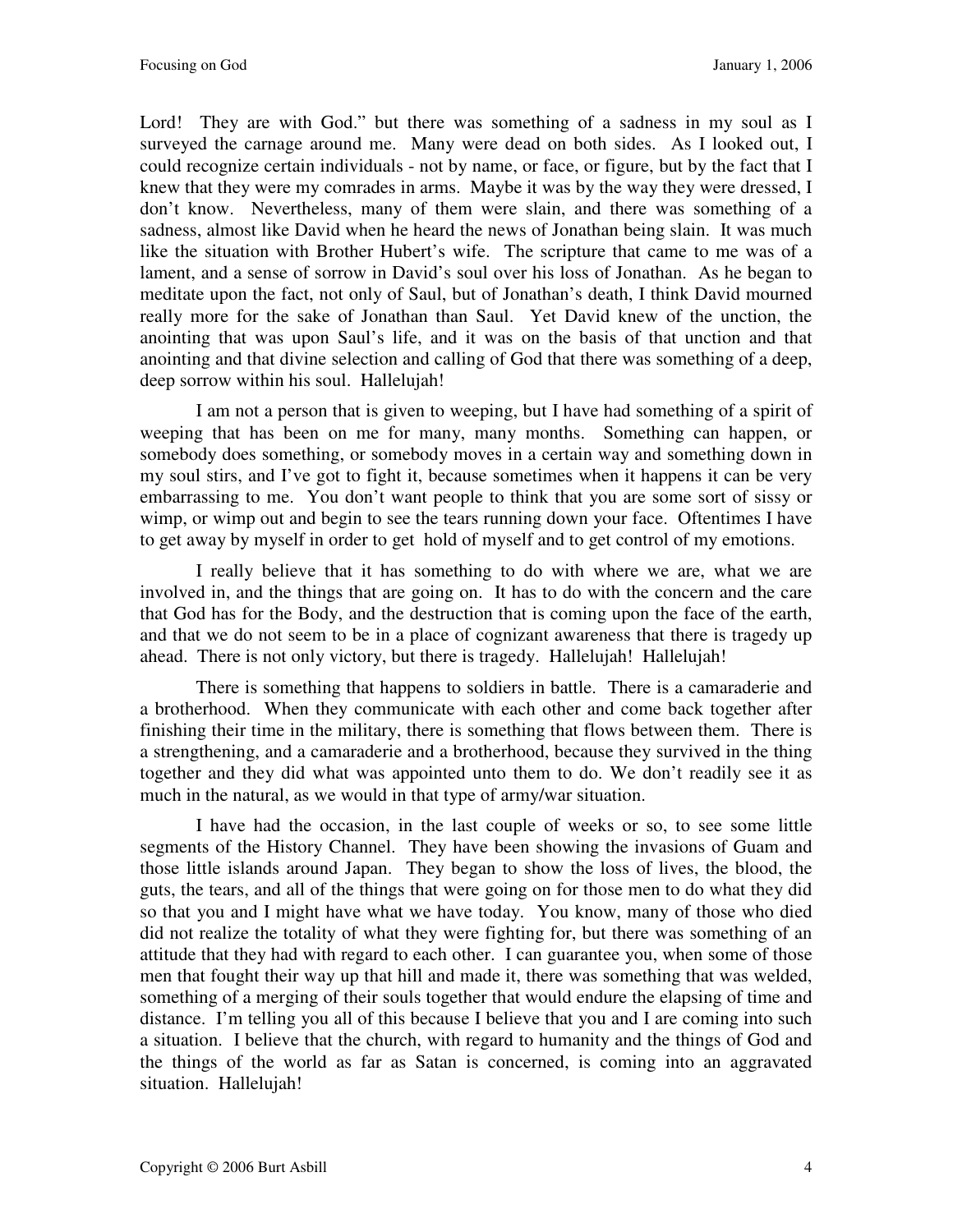Lord! They are with God." but there was something of a sadness in my soul as I surveyed the carnage around me. Many were dead on both sides. As I looked out, I could recognize certain individuals - not by name, or face, or figure, but by the fact that I knew that they were my comrades in arms. Maybe it was by the way they were dressed, I don't know. Nevertheless, many of them were slain, and there was something of a sadness, almost like David when he heard the news of Jonathan being slain. It was much like the situation with Brother Hubert's wife. The scripture that came to me was of a lament, and a sense of sorrow in David's soul over his loss of Jonathan. As he began to meditate upon the fact, not only of Saul, but of Jonathan's death, I think David mourned really more for the sake of Jonathan than Saul. Yet David knew of the unction, the anointing that was upon Saul's life, and it was on the basis of that unction and that anointing and that divine selection and calling of God that there was something of a deep, deep sorrow within his soul. Hallelujah!

I am not a person that is given to weeping, but I have had something of a spirit of weeping that has been on me for many, many months. Something can happen, or somebody does something, or somebody moves in a certain way and something down in my soul stirs, and I've got to fight it, because sometimes when it happens it can be very embarrassing to me. You don't want people to think that you are some sort of sissy or wimp, or wimp out and begin to see the tears running down your face. Oftentimes I have to get away by myself in order to get hold of myself and to get control of my emotions.

I really believe that it has something to do with where we are, what we are involved in, and the things that are going on. It has to do with the concern and the care that God has for the Body, and the destruction that is coming upon the face of the earth, and that we do not seem to be in a place of cognizant awareness that there is tragedy up ahead. There is not only victory, but there is tragedy. Hallelujah! Hallelujah!

There is something that happens to soldiers in battle. There is a camaraderie and a brotherhood. When they communicate with each other and come back together after finishing their time in the military, there is something that flows between them. There is a strengthening, and a camaraderie and a brotherhood, because they survived in the thing together and they did what was appointed unto them to do. We don't readily see it as much in the natural, as we would in that type of army/war situation.

I have had the occasion, in the last couple of weeks or so, to see some little segments of the History Channel. They have been showing the invasions of Guam and those little islands around Japan. They began to show the loss of lives, the blood, the guts, the tears, and all of the things that were going on for those men to do what they did so that you and I might have what we have today. You know, many of those who died did not realize the totality of what they were fighting for, but there was something of an attitude that they had with regard to each other. I can guarantee you, when some of those men that fought their way up that hill and made it, there was something that was welded, something of a merging of their souls together that would endure the elapsing of time and distance. I'm telling you all of this because I believe that you and I are coming into such a situation. I believe that the church, with regard to humanity and the things of God and the things of the world as far as Satan is concerned, is coming into an aggravated situation. Hallelujah!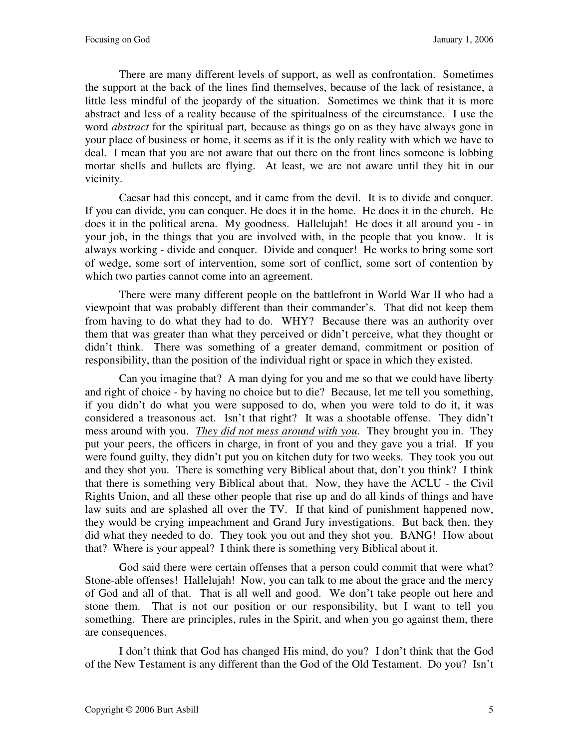There are many different levels of support, as well as confrontation. Sometimes the support at the back of the lines find themselves, because of the lack of resistance, a little less mindful of the jeopardy of the situation. Sometimes we think that it is more abstract and less of a reality because of the spiritualness of the circumstance. I use the word *abstract* for the spiritual part*,* because as things go on as they have always gone in your place of business or home, it seems as if it is the only reality with which we have to deal. I mean that you are not aware that out there on the front lines someone is lobbing mortar shells and bullets are flying. At least, we are not aware until they hit in our vicinity.

Caesar had this concept, and it came from the devil. It is to divide and conquer. If you can divide, you can conquer. He does it in the home. He does it in the church. He does it in the political arena. My goodness. Hallelujah! He does it all around you - in your job, in the things that you are involved with, in the people that you know. It is always working - divide and conquer. Divide and conquer! He works to bring some sort of wedge, some sort of intervention, some sort of conflict, some sort of contention by which two parties cannot come into an agreement.

There were many different people on the battlefront in World War II who had a viewpoint that was probably different than their commander's. That did not keep them from having to do what they had to do. WHY? Because there was an authority over them that was greater than what they perceived or didn't perceive, what they thought or didn't think. There was something of a greater demand, commitment or position of responsibility, than the position of the individual right or space in which they existed.

Can you imagine that? A man dying for you and me so that we could have liberty and right of choice - by having no choice but to die? Because, let me tell you something, if you didn't do what you were supposed to do, when you were told to do it, it was considered a treasonous act. Isn't that right? It was a shootable offense. They didn't mess around with you. ***They did not mess around with you***. They brought you in. They put your peers, the officers in charge, in front of you and they gave you a trial. If you were found guilty, they didn't put you on kitchen duty for two weeks. They took you out and they shot you. There is something very Biblical about that, don't you think? I think that there is something very Biblical about that. Now, they have the ACLU - the Civil Rights Union, and all these other people that rise up and do all kinds of things and have law suits and are splashed all over the TV. If that kind of punishment happened now, they would be crying impeachment and Grand Jury investigations. But back then, they did what they needed to do. They took you out and they shot you. BANG! How about that? Where is your appeal? I think there is something very Biblical about it.

God said there were certain offenses that a person could commit that were what? Stone-able offenses! Hallelujah! Now, you can talk to me about the grace and the mercy of God and all of that. That is all well and good. We don't take people out here and stone them. That is not our position or our responsibility, but I want to tell you something. There are principles, rules in the Spirit, and when you go against them, there are consequences.

I don't think that God has changed His mind, do you? I don't think that the God of the New Testament is any different than the God of the Old Testament. Do you? Isn't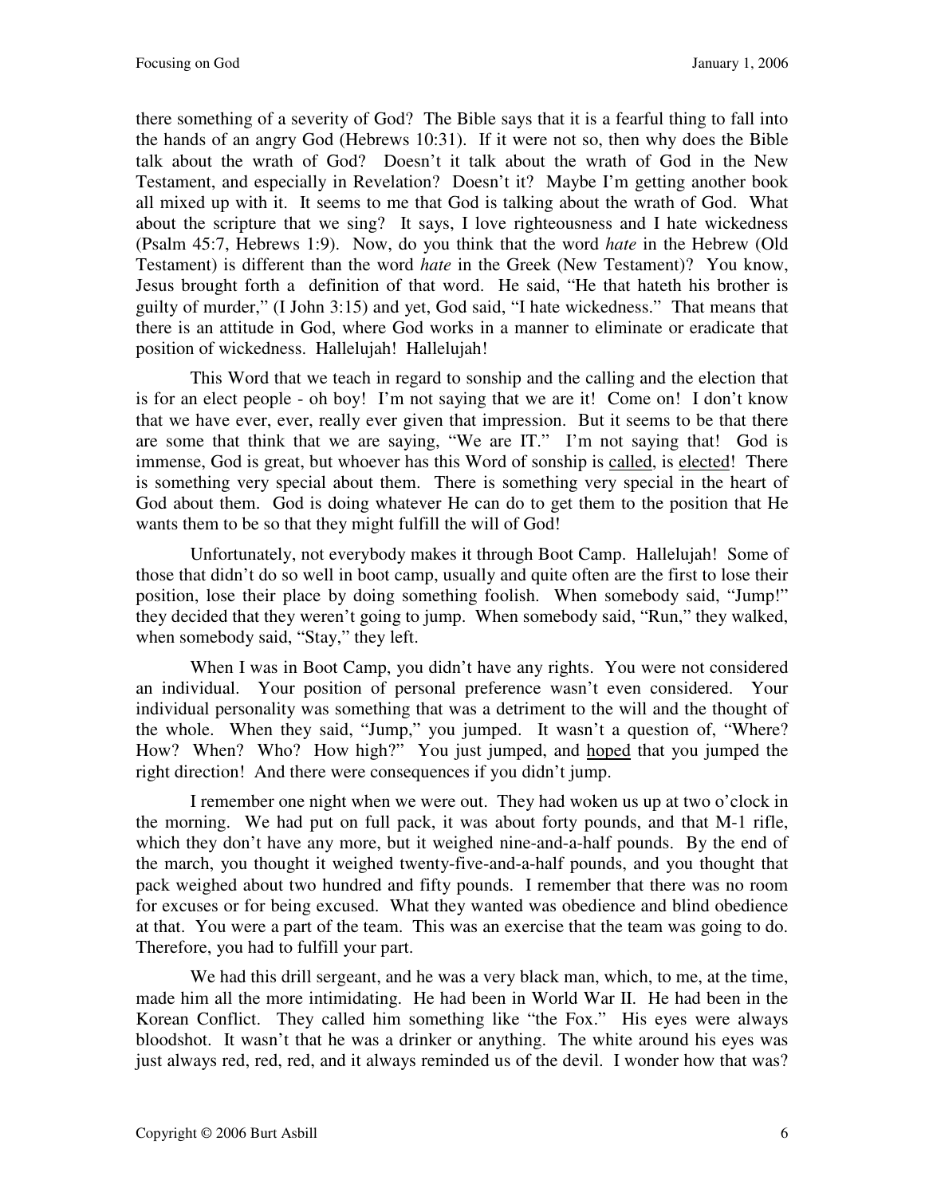there something of a severity of God? The Bible says that it is a fearful thing to fall into the hands of an angry God (Hebrews 10:31). If it were not so, then why does the Bible talk about the wrath of God? Doesn't it talk about the wrath of God in the New Testament, and especially in Revelation? Doesn't it? Maybe I'm getting another book all mixed up with it. It seems to me that God is talking about the wrath of God. What about the scripture that we sing? It says, I love righteousness and I hate wickedness (Psalm 45:7, Hebrews 1:9). Now, do you think that the word *hate* in the Hebrew (Old Testament) is different than the word *hate* in the Greek (New Testament)? You know, Jesus brought forth a definition of that word. He said, "He that hateth his brother is guilty of murder," (I John 3:15) and yet, God said, "I hate wickedness." That means that there is an attitude in God, where God works in a manner to eliminate or eradicate that position of wickedness. Hallelujah! Hallelujah!

This Word that we teach in regard to sonship and the calling and the election that is for an elect people - oh boy! I'm not saying that we are it! Come on! I don't know that we have ever, ever, really ever given that impression. But it seems to be that there are some that think that we are saying, "We are IT." I'm not saying that! God is immense, God is great, but whoever has this Word of sonship is <u>called</u>, is <u>elected</u>! There is something very special about them. There is something very special in the heart of God about them. God is doing whatever He can do to get them to the position that He wants them to be so that they might fulfill the will of God!

Unfortunately, not everybody makes it through Boot Camp. Hallelujah! Some of those that didn't do so well in boot camp, usually and quite often are the first to lose their position, lose their place by doing something foolish. When somebody said, "Jump!" they decided that they weren't going to jump. When somebody said, "Run," they walked, when somebody said, "Stay," they left.

When I was in Boot Camp, you didn't have any rights. You were not considered an individual. Your position of personal preference wasn't even considered. Your individual personality was something that was a detriment to the will and the thought of the whole. When they said, "Jump," you jumped. It wasn't a question of, "Where? How? When? Who? How high?" You just jumped, and <u>hoped</u> that you jumped the right direction! And there were consequences if you didn't jump.

I remember one night when we were out. They had woken us up at two o'clock in the morning. We had put on full pack, it was about forty pounds, and that M-1 rifle, which they don't have any more, but it weighed nine-and-a-half pounds. By the end of the march, you thought it weighed twenty-five-and-a-half pounds, and you thought that pack weighed about two hundred and fifty pounds. I remember that there was no room for excuses or for being excused. What they wanted was obedience and blind obedience at that. You were a part of the team. This was an exercise that the team was going to do. Therefore, you had to fulfill your part.

We had this drill sergeant, and he was a very black man, which, to me, at the time, made him all the more intimidating. He had been in World War II. He had been in the Korean Conflict. They called him something like "the Fox." His eyes were always bloodshot. It wasn't that he was a drinker or anything. The white around his eyes was just always red, red, red, and it always reminded us of the devil. I wonder how that was?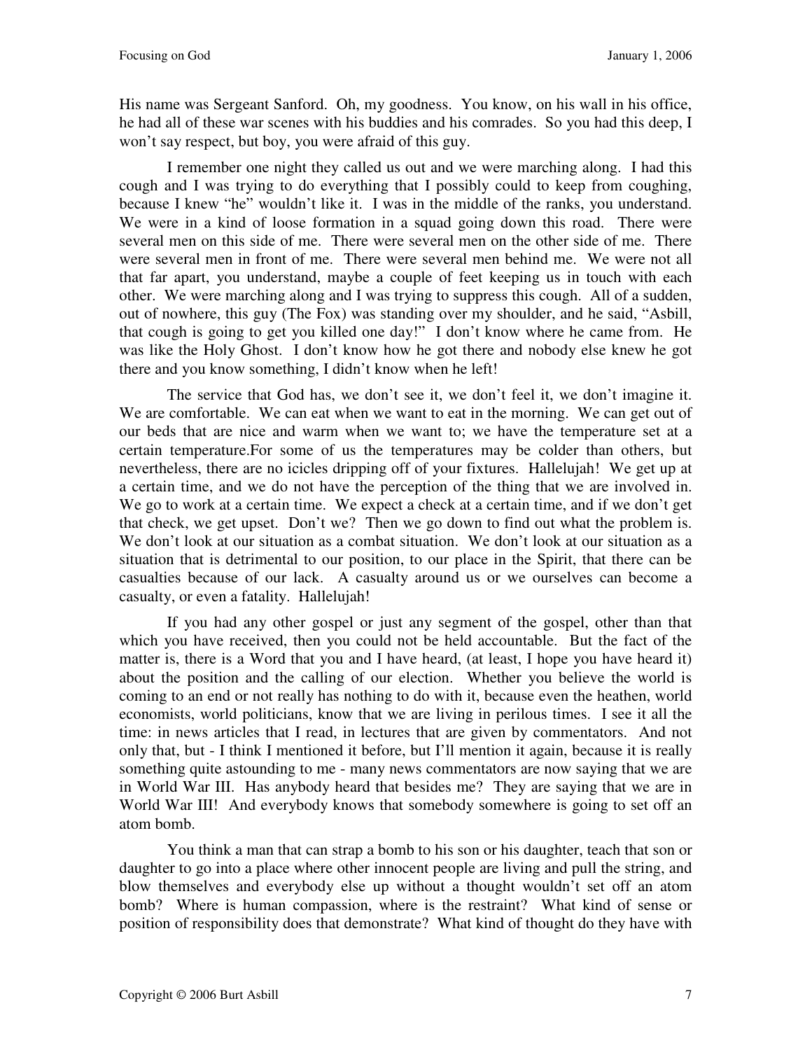His name was Sergeant Sanford. Oh, my goodness. You know, on his wall in his office, he had all of these war scenes with his buddies and his comrades. So you had this deep, I won't say respect, but boy, you were afraid of this guy.

I remember one night they called us out and we were marching along. I had this cough and I was trying to do everything that I possibly could to keep from coughing, because I knew "he" wouldn't like it. I was in the middle of the ranks, you understand. We were in a kind of loose formation in a squad going down this road. There were several men on this side of me. There were several men on the other side of me. There were several men in front of me. There were several men behind me. We were not all that far apart, you understand, maybe a couple of feet keeping us in touch with each other. We were marching along and I was trying to suppress this cough. All of a sudden, out of nowhere, this guy (The Fox) was standing over my shoulder, and he said, "Asbill, that cough is going to get you killed one day!" I don't know where he came from. He was like the Holy Ghost. I don't know how he got there and nobody else knew he got there and you know something, I didn't know when he left!

The service that God has, we don't see it, we don't feel it, we don't imagine it. We are comfortable. We can eat when we want to eat in the morning. We can get out of our beds that are nice and warm when we want to; we have the temperature set at a certain temperature.For some of us the temperatures may be colder than others, but nevertheless, there are no icicles dripping off of your fixtures. Hallelujah! We get up at a certain time, and we do not have the perception of the thing that we are involved in. We go to work at a certain time. We expect a check at a certain time, and if we don't get that check, we get upset. Don't we? Then we go down to find out what the problem is. We don't look at our situation as a combat situation. We don't look at our situation as a situation that is detrimental to our position, to our place in the Spirit, that there can be casualties because of our lack. A casualty around us or we ourselves can become a casualty, or even a fatality. Hallelujah!

If you had any other gospel or just any segment of the gospel, other than that which you have received, then you could not be held accountable. But the fact of the matter is, there is a Word that you and I have heard, (at least, I hope you have heard it) about the position and the calling of our election. Whether you believe the world is coming to an end or not really has nothing to do with it, because even the heathen, world economists, world politicians, know that we are living in perilous times. I see it all the time: in news articles that I read, in lectures that are given by commentators. And not only that, but - I think I mentioned it before, but I'll mention it again, because it is really something quite astounding to me - many news commentators are now saying that we are in World War III. Has anybody heard that besides me? They are saying that we are in World War III! And everybody knows that somebody somewhere is going to set off an atom bomb.

You think a man that can strap a bomb to his son or his daughter, teach that son or daughter to go into a place where other innocent people are living and pull the string, and blow themselves and everybody else up without a thought wouldn't set off an atom bomb? Where is human compassion, where is the restraint? What kind of sense or position of responsibility does that demonstrate? What kind of thought do they have with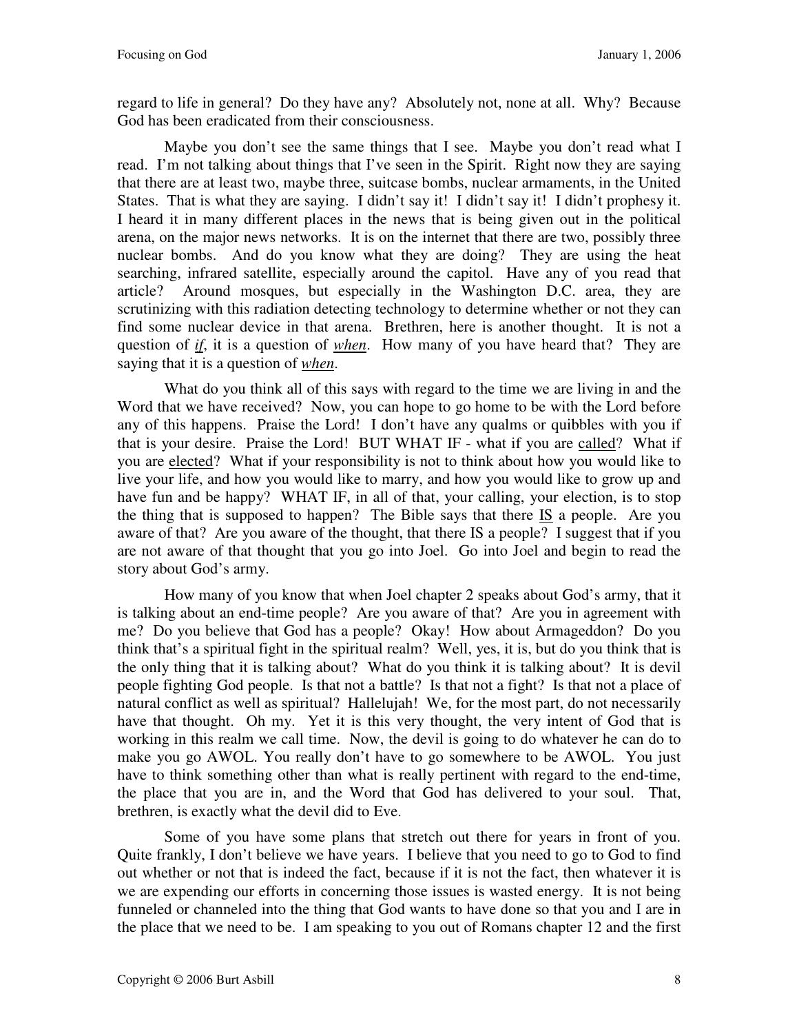regard to life in general? Do they have any? Absolutely not, none at all. Why? Because God has been eradicated from their consciousness.

Maybe you don't see the same things that I see. Maybe you don't read what I read. I'm not talking about things that I've seen in the Spirit. Right now they are saying that there are at least two, maybe three, suitcase bombs, nuclear armaments, in the United States. That is what they are saying. I didn't say it! I didn't say it! I didn't prophesy it. I heard it in many different places in the news that is being given out in the political arena, on the major news networks. It is on the internet that there are two, possibly three nuclear bombs. And do you know what they are doing? They are using the heat searching, infrared satellite, especially around the capitol. Have any of you read that article? Around mosques, but especially in the Washington D.C. area, they are scrutinizing with this radiation detecting technology to determine whether or not they can find some nuclear device in that arena. Brethren, here is another thought. It is not a question of <u>*if*</u>, it is a question of <u>*when*</u>. How many of you have heard that? They are saying that it is a question of <u>*when*</u>.

What do you think all of this says with regard to the time we are living in and the Word that we have received? Now, you can hope to go home to be with the Lord before any of this happens. Praise the Lord! I don't have any qualms or quibbles with you if that is your desire. Praise the Lord! BUT WHAT IF - what if you are <u>called</u>? What if you are <u>elected</u>? What if your responsibility is not to think about how you would like to live your life, and how you would like to marry, and how you would like to grow up and have fun and be happy? WHAT IF, in all of that, your calling, your election, is to stop the thing that is supposed to happen? The Bible says that there <u>IS</u> a people. Are you aware of that? Are you aware of the thought, that there IS a people? I suggest that if you are not aware of that thought that you go into Joel. Go into Joel and begin to read the story about God's army.

How many of you know that when Joel chapter 2 speaks about God's army, that it is talking about an end-time people? Are you aware of that? Are you in agreement with me? Do you believe that God has a people? Okay! How about Armageddon? Do you think that's a spiritual fight in the spiritual realm? Well, yes, it is, but do you think that is the only thing that it is talking about? What do you think it is talking about? It is devil people fighting God people. Is that not a battle? Is that not a fight? Is that not a place of natural conflict as well as spiritual? Hallelujah! We, for the most part, do not necessarily have that thought. Oh my. Yet it is this very thought, the very intent of God that is working in this realm we call time. Now, the devil is going to do whatever he can do to make you go AWOL. You really don't have to go somewhere to be AWOL. You just have to think something other than what is really pertinent with regard to the end-time, the place that you are in, and the Word that God has delivered to your soul. That, brethren, is exactly what the devil did to Eve.

Some of you have some plans that stretch out there for years in front of you. Quite frankly, I don't believe we have years. I believe that you need to go to God to find out whether or not that is indeed the fact, because if it is not the fact, then whatever it is we are expending our efforts in concerning those issues is wasted energy. It is not being funneled or channeled into the thing that God wants to have done so that you and I are in the place that we need to be. I am speaking to you out of Romans chapter 12 and the first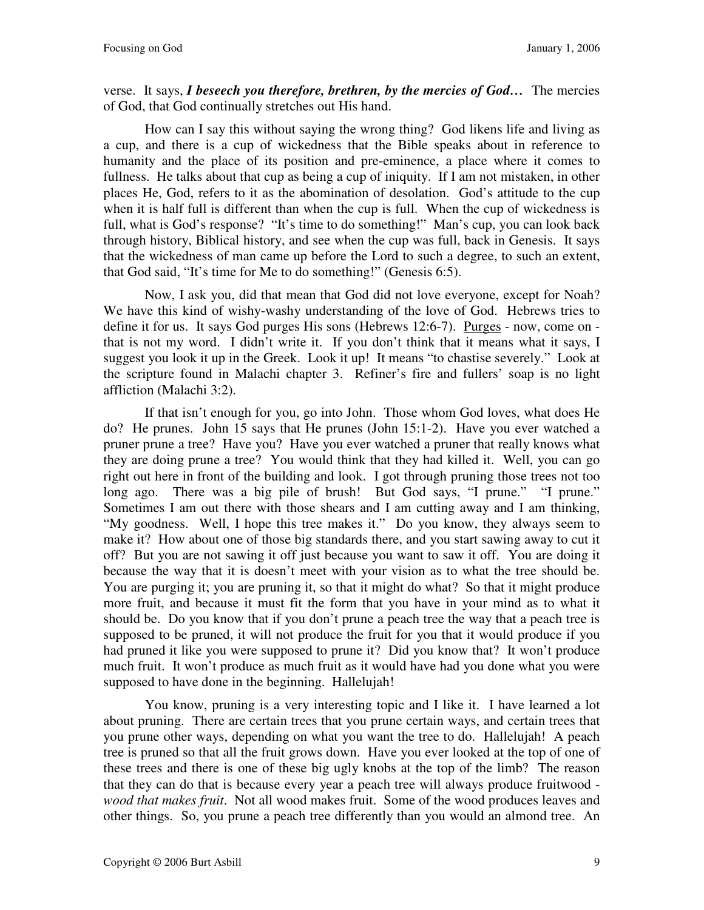verse. It says, ***I beseech you therefore, brethren, by the mercies of God…*** The mercies of God, that God continually stretches out His hand.

How can I say this without saying the wrong thing? God likens life and living as a cup, and there is a cup of wickedness that the Bible speaks about in reference to humanity and the place of its position and pre-eminence, a place where it comes to fullness. He talks about that cup as being a cup of iniquity. If I am not mistaken, in other places He, God, refers to it as the abomination of desolation. God's attitude to the cup when it is half full is different than when the cup is full. When the cup of wickedness is full, what is God's response? "It's time to do something!" Man's cup, you can look back through history, Biblical history, and see when the cup was full, back in Genesis. It says that the wickedness of man came up before the Lord to such a degree, to such an extent, that God said, "It's time for Me to do something!" (Genesis 6:5).

Now, I ask you, did that mean that God did not love everyone, except for Noah? We have this kind of wishy-washy understanding of the love of God. Hebrews tries to define it for us. It says God purges His sons (Hebrews 12:6-7). <u>Purges</u> - now, come on - that is not my word. I didn't write it. If you don't think that it means what it says, I suggest you look it up in the Greek. Look it up! It means "to chastise severely." Look at the scripture found in Malachi chapter 3. Refiner's fire and fullers' soap is no light affliction (Malachi 3:2).

If that isn't enough for you, go into John. Those whom God loves, what does He do? He prunes. John 15 says that He prunes (John 15:1-2). Have you ever watched a pruner prune a tree? Have you? Have you ever watched a pruner that really knows what they are doing prune a tree? You would think that they had killed it. Well, you can go right out here in front of the building and look. I got through pruning those trees not too long ago. There was a big pile of brush! But God says, "I prune." "I prune." Sometimes I am out there with those shears and I am cutting away and I am thinking, "My goodness. Well, I hope this tree makes it." Do you know, they always seem to make it? How about one of those big standards there, and you start sawing away to cut it off? But you are not sawing it off just because you want to saw it off. You are doing it because the way that it is doesn't meet with your vision as to what the tree should be. You are purging it; you are pruning it, so that it might do what? So that it might produce more fruit, and because it must fit the form that you have in your mind as to what it should be. Do you know that if you don't prune a peach tree the way that a peach tree is supposed to be pruned, it will not produce the fruit for you that it would produce if you had pruned it like you were supposed to prune it? Did you know that? It won't produce much fruit. It won't produce as much fruit as it would have had you done what you were supposed to have done in the beginning. Hallelujah!

You know, pruning is a very interesting topic and I like it. I have learned a lot about pruning. There are certain trees that you prune certain ways, and certain trees that you prune other ways, depending on what you want the tree to do. Hallelujah! A peach tree is pruned so that all the fruit grows down. Have you ever looked at the top of one of these trees and there is one of these big ugly knobs at the top of the limb? The reason that they can do that is because every year a peach tree will always produce fruitwood - *wood that makes fruit*. Not all wood makes fruit. Some of the wood produces leaves and other things. So, you prune a peach tree differently than you would an almond tree. An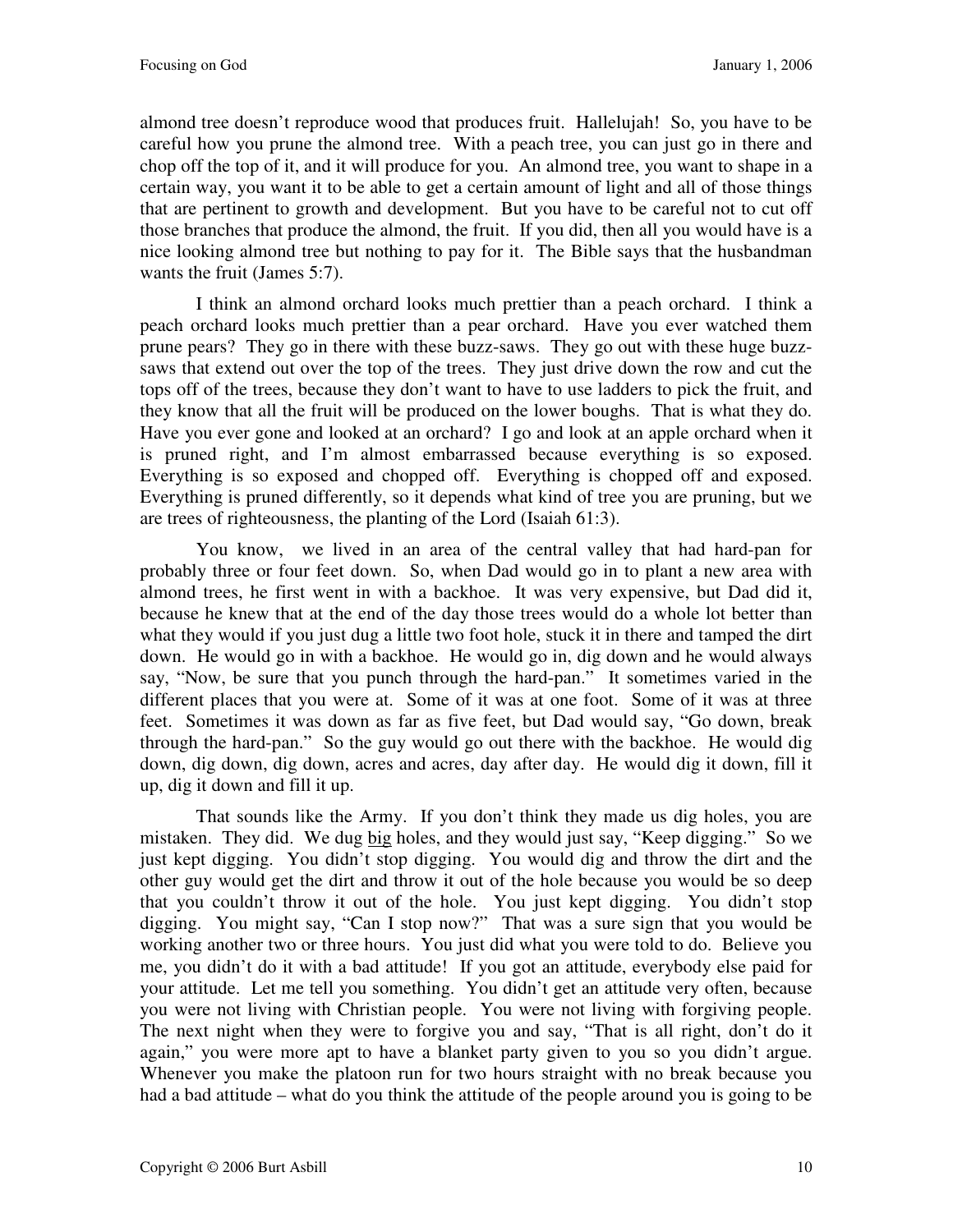almond tree doesn't reproduce wood that produces fruit. Hallelujah! So, you have to be careful how you prune the almond tree. With a peach tree, you can just go in there and chop off the top of it, and it will produce for you. An almond tree, you want to shape in a certain way, you want it to be able to get a certain amount of light and all of those things that are pertinent to growth and development. But you have to be careful not to cut off those branches that produce the almond, the fruit. If you did, then all you would have is a nice looking almond tree but nothing to pay for it. The Bible says that the husbandman wants the fruit (James 5:7).

I think an almond orchard looks much prettier than a peach orchard. I think a peach orchard looks much prettier than a pear orchard. Have you ever watched them prune pears? They go in there with these buzz-saws. They go out with these huge buzz-saws that extend out over the top of the trees. They just drive down the row and cut the tops off of the trees, because they don't want to have to use ladders to pick the fruit, and they know that all the fruit will be produced on the lower boughs. That is what they do. Have you ever gone and looked at an orchard? I go and look at an apple orchard when it is pruned right, and I'm almost embarrassed because everything is so exposed. Everything is so exposed and chopped off. Everything is chopped off and exposed. Everything is pruned differently, so it depends what kind of tree you are pruning, but we are trees of righteousness, the planting of the Lord (Isaiah 61:3).

You know, we lived in an area of the central valley that had hard-pan for probably three or four feet down. So, when Dad would go in to plant a new area with almond trees, he first went in with a backhoe. It was very expensive, but Dad did it, because he knew that at the end of the day those trees would do a whole lot better than what they would if you just dug a little two foot hole, stuck it in there and tamped the dirt down. He would go in with a backhoe. He would go in, dig down and he would always say, "Now, be sure that you punch through the hard-pan." It sometimes varied in the different places that you were at. Some of it was at one foot. Some of it was at three feet. Sometimes it was down as far as five feet, but Dad would say, "Go down, break through the hard-pan." So the guy would go out there with the backhoe. He would dig down, dig down, dig down, acres and acres, day after day. He would dig it down, fill it up, dig it down and fill it up.

That sounds like the Army. If you don't think they made us dig holes, you are mistaken. They did. We dug <u>big</u> holes, and they would just say, "Keep digging." So we just kept digging. You didn't stop digging. You would dig and throw the dirt and the other guy would get the dirt and throw it out of the hole because you would be so deep that you couldn't throw it out of the hole. You just kept digging. You didn't stop digging. You might say, "Can I stop now?" That was a sure sign that you would be working another two or three hours. You just did what you were told to do. Believe you me, you didn't do it with a bad attitude! If you got an attitude, everybody else paid for your attitude. Let me tell you something. You didn't get an attitude very often, because you were not living with Christian people. You were not living with forgiving people. The next night when they were to forgive you and say, "That is all right, don't do it again," you were more apt to have a blanket party given to you so you didn't argue. Whenever you make the platoon run for two hours straight with no break because you had a bad attitude – what do you think the attitude of the people around you is going to be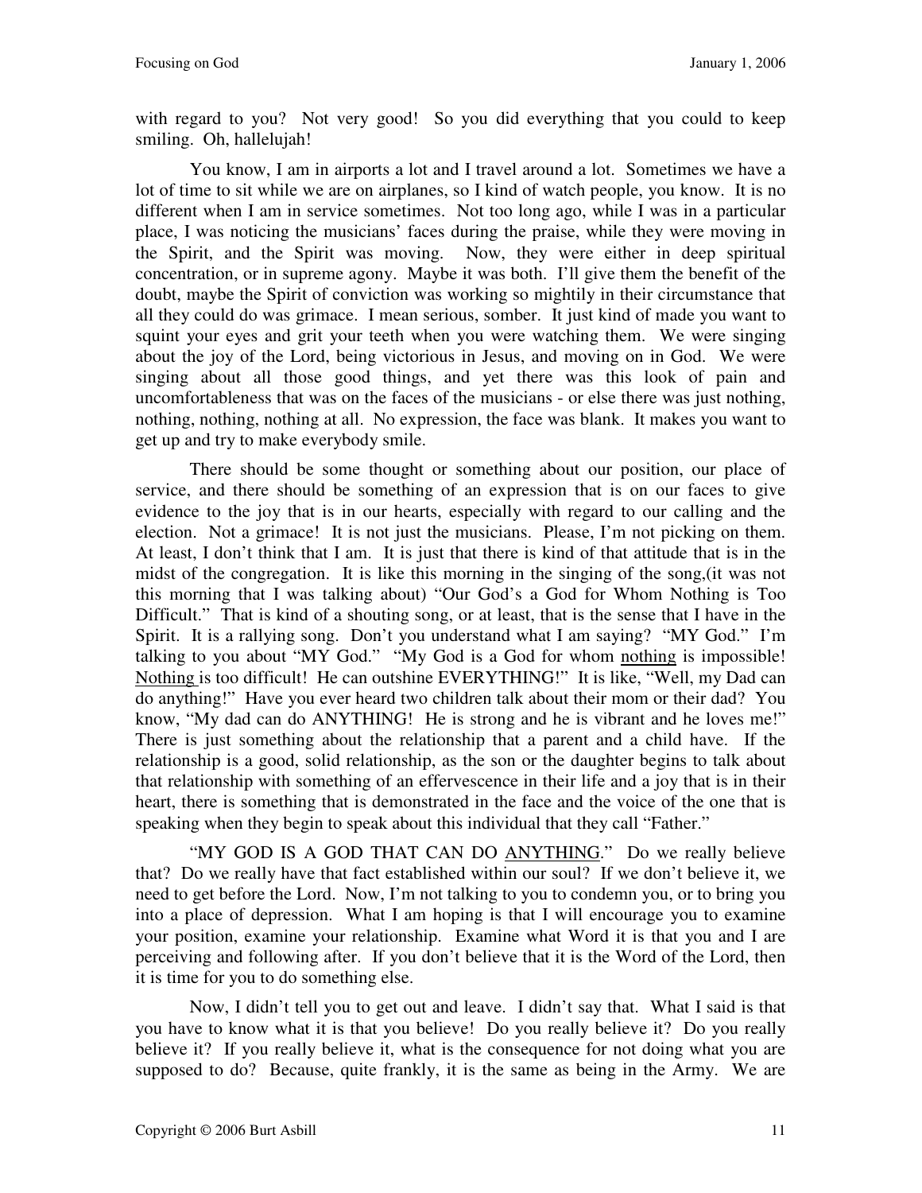with regard to you? Not very good! So you did everything that you could to keep smiling. Oh, hallelujah!

You know, I am in airports a lot and I travel around a lot. Sometimes we have a lot of time to sit while we are on airplanes, so I kind of watch people, you know. It is no different when I am in service sometimes. Not too long ago, while I was in a particular place, I was noticing the musicians' faces during the praise, while they were moving in the Spirit, and the Spirit was moving. Now, they were either in deep spiritual concentration, or in supreme agony. Maybe it was both. I'll give them the benefit of the doubt, maybe the Spirit of conviction was working so mightily in their circumstance that all they could do was grimace. I mean serious, somber. It just kind of made you want to squint your eyes and grit your teeth when you were watching them. We were singing about the joy of the Lord, being victorious in Jesus, and moving on in God. We were singing about all those good things, and yet there was this look of pain and uncomfortableness that was on the faces of the musicians - or else there was just nothing, nothing, nothing, nothing at all. No expression, the face was blank. It makes you want to get up and try to make everybody smile.

There should be some thought or something about our position, our place of service, and there should be something of an expression that is on our faces to give evidence to the joy that is in our hearts, especially with regard to our calling and the election. Not a grimace! It is not just the musicians. Please, I'm not picking on them. At least, I don't think that I am. It is just that there is kind of that attitude that is in the midst of the congregation. It is like this morning in the singing of the song,(it was not this morning that I was talking about) "Our God's a God for Whom Nothing is Too Difficult." That is kind of a shouting song, or at least, that is the sense that I have in the Spirit. It is a rallying song. Don't you understand what I am saying? "MY God." I'm talking to you about "MY God." "My God is a God for whom <u>nothing</u> is impossible! <u>Nothing</u> is too difficult! He can outshine EVERYTHING!" It is like, "Well, my Dad can do anything!" Have you ever heard two children talk about their mom or their dad? You know, "My dad can do ANYTHING! He is strong and he is vibrant and he loves me!" There is just something about the relationship that a parent and a child have. If the relationship is a good, solid relationship, as the son or the daughter begins to talk about that relationship with something of an effervescence in their life and a joy that is in their heart, there is something that is demonstrated in the face and the voice of the one that is speaking when they begin to speak about this individual that they call "Father."

"MY GOD IS A GOD THAT CAN DO <u>ANYTHING</u>." Do we really believe that? Do we really have that fact established within our soul? If we don't believe it, we need to get before the Lord. Now, I'm not talking to you to condemn you, or to bring you into a place of depression. What I am hoping is that I will encourage you to examine your position, examine your relationship. Examine what Word it is that you and I are perceiving and following after. If you don't believe that it is the Word of the Lord, then it is time for you to do something else.

Now, I didn't tell you to get out and leave. I didn't say that. What I said is that you have to know what it is that you believe! Do you really believe it? Do you really believe it? If you really believe it, what is the consequence for not doing what you are supposed to do? Because, quite frankly, it is the same as being in the Army. We are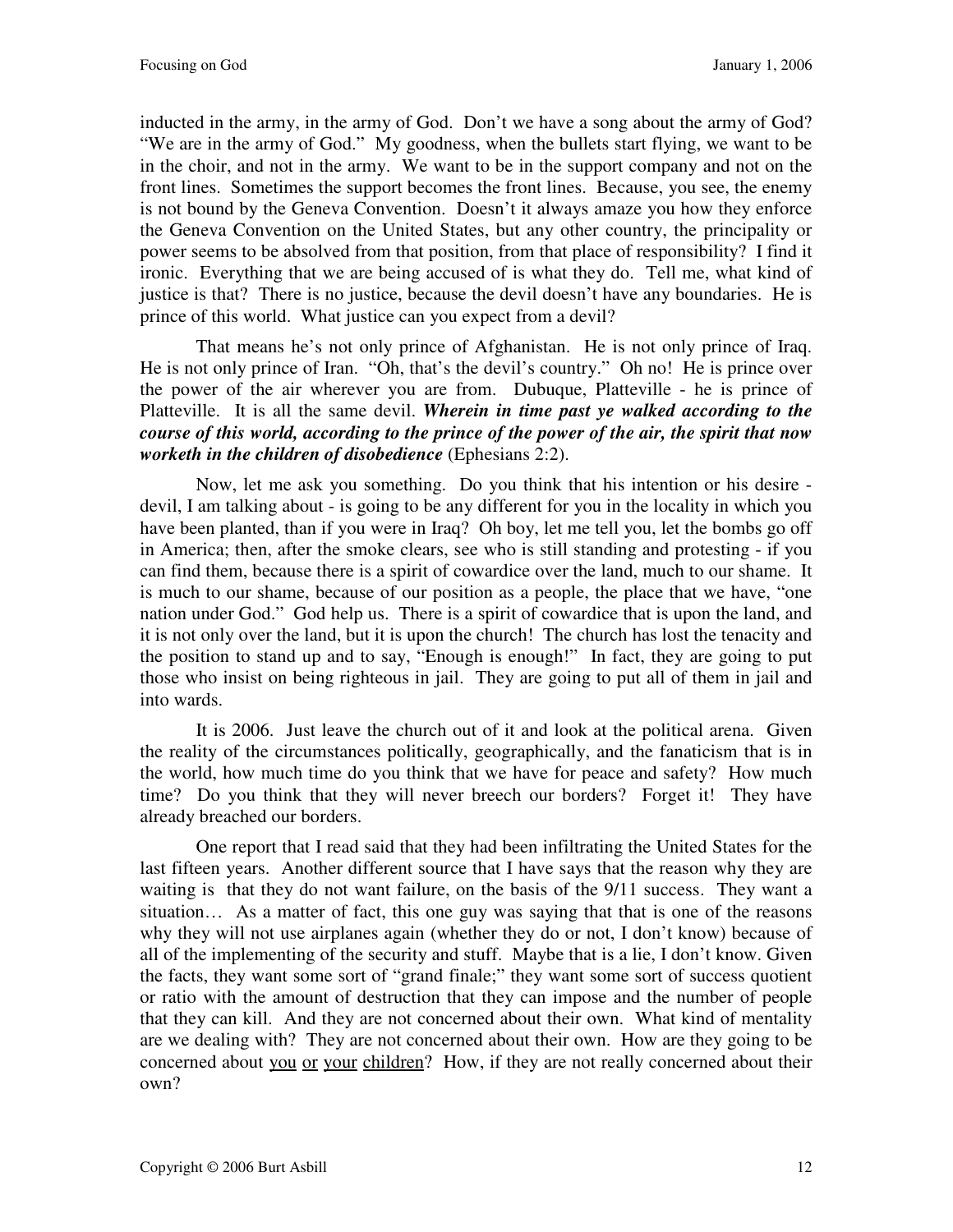inducted in the army, in the army of God. Don't we have a song about the army of God? "We are in the army of God." My goodness, when the bullets start flying, we want to be in the choir, and not in the army. We want to be in the support company and not on the front lines. Sometimes the support becomes the front lines. Because, you see, the enemy is not bound by the Geneva Convention. Doesn't it always amaze you how they enforce the Geneva Convention on the United States, but any other country, the principality or power seems to be absolved from that position, from that place of responsibility? I find it ironic. Everything that we are being accused of is what they do. Tell me, what kind of justice is that? There is no justice, because the devil doesn't have any boundaries. He is prince of this world. What justice can you expect from a devil?

That means he's not only prince of Afghanistan. He is not only prince of Iraq. He is not only prince of Iran. "Oh, that's the devil's country." Oh no! He is prince over the power of the air wherever you are from. Dubuque, Platteville - he is prince of Platteville. It is all the same devil. ***Wherein in time past ye walked according to the course of this world, according to the prince of the power of the air, the spirit that now worketh in the children of disobedience*** (Ephesians 2:2).

Now, let me ask you something. Do you think that his intention or his desire - devil, I am talking about - is going to be any different for you in the locality in which you have been planted, than if you were in Iraq? Oh boy, let me tell you, let the bombs go off in America; then, after the smoke clears, see who is still standing and protesting - if you can find them, because there is a spirit of cowardice over the land, much to our shame. It is much to our shame, because of our position as a people, the place that we have, "one nation under God." God help us. There is a spirit of cowardice that is upon the land, and it is not only over the land, but it is upon the church! The church has lost the tenacity and the position to stand up and to say, "Enough is enough!" In fact, they are going to put those who insist on being righteous in jail. They are going to put all of them in jail and into wards.

It is 2006. Just leave the church out of it and look at the political arena. Given the reality of the circumstances politically, geographically, and the fanaticism that is in the world, how much time do you think that we have for peace and safety? How much time? Do you think that they will never breech our borders? Forget it! They have already breached our borders.

One report that I read said that they had been infiltrating the United States for the last fifteen years. Another different source that I have says that the reason why they are waiting is that they do not want failure, on the basis of the 9/11 success. They want a situation… As a matter of fact, this one guy was saying that that is one of the reasons why they will not use airplanes again (whether they do or not, I don't know) because of all of the implementing of the security and stuff. Maybe that is a lie, I don't know. Given the facts, they want some sort of "grand finale;" they want some sort of success quotient or ratio with the amount of destruction that they can impose and the number of people that they can kill. And they are not concerned about their own. What kind of mentality are we dealing with? They are not concerned about their own. How are they going to be concerned about <u>you</u> <u>or</u> <u>your</u> <u>children</u>? How, if they are not really concerned about their own?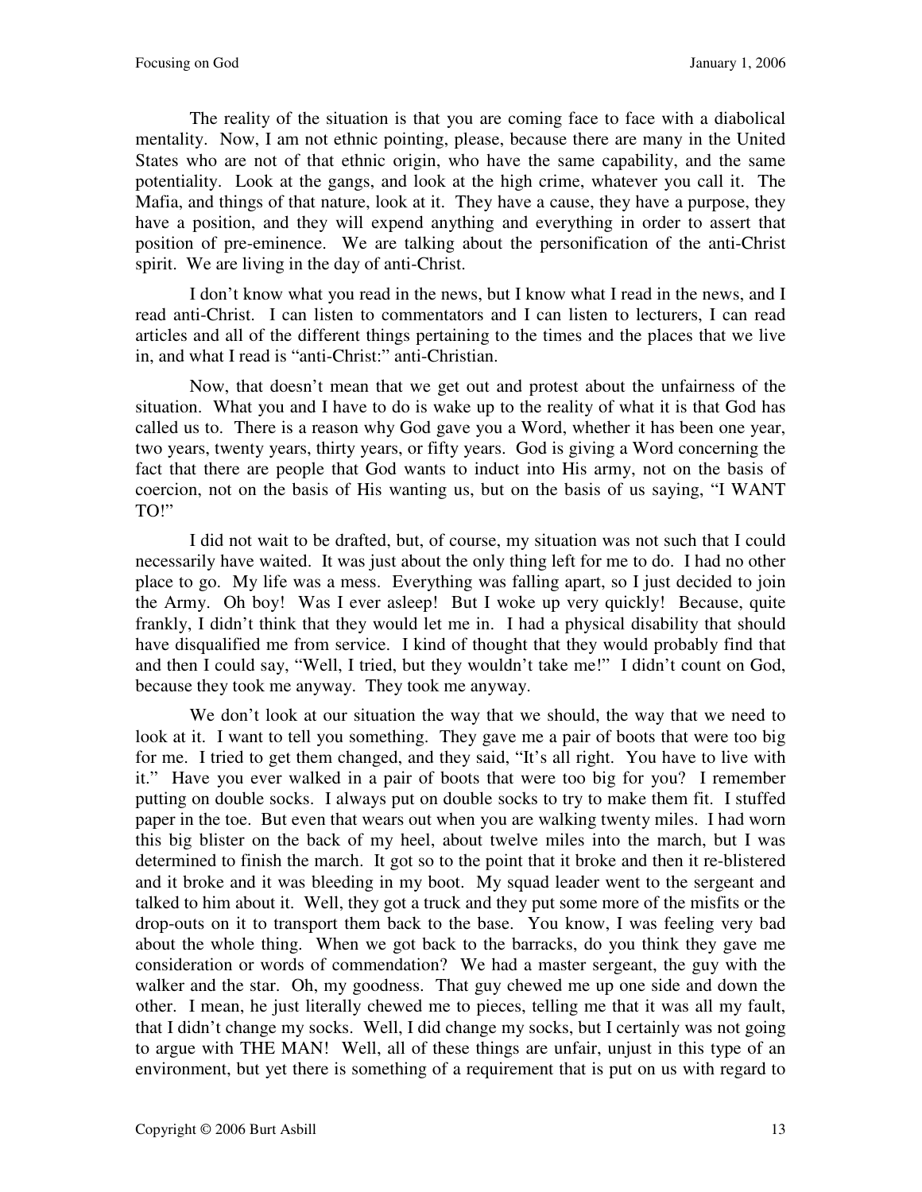The reality of the situation is that you are coming face to face with a diabolical mentality. Now, I am not ethnic pointing, please, because there are many in the United States who are not of that ethnic origin, who have the same capability, and the same potentiality. Look at the gangs, and look at the high crime, whatever you call it. The Mafia, and things of that nature, look at it. They have a cause, they have a purpose, they have a position, and they will expend anything and everything in order to assert that position of pre-eminence. We are talking about the personification of the anti-Christ spirit. We are living in the day of anti-Christ.

I don't know what you read in the news, but I know what I read in the news, and I read anti-Christ. I can listen to commentators and I can listen to lecturers, I can read articles and all of the different things pertaining to the times and the places that we live in, and what I read is "anti-Christ:" anti-Christian.

Now, that doesn't mean that we get out and protest about the unfairness of the situation. What you and I have to do is wake up to the reality of what it is that God has called us to. There is a reason why God gave you a Word, whether it has been one year, two years, twenty years, thirty years, or fifty years. God is giving a Word concerning the fact that there are people that God wants to induct into His army, not on the basis of coercion, not on the basis of His wanting us, but on the basis of us saying, "I WANT TO!"

I did not wait to be drafted, but, of course, my situation was not such that I could necessarily have waited. It was just about the only thing left for me to do. I had no other place to go. My life was a mess. Everything was falling apart, so I just decided to join the Army. Oh boy! Was I ever asleep! But I woke up very quickly! Because, quite frankly, I didn't think that they would let me in. I had a physical disability that should have disqualified me from service. I kind of thought that they would probably find that and then I could say, "Well, I tried, but they wouldn't take me!" I didn't count on God, because they took me anyway. They took me anyway.

We don't look at our situation the way that we should, the way that we need to look at it. I want to tell you something. They gave me a pair of boots that were too big for me. I tried to get them changed, and they said, "It's all right. You have to live with it." Have you ever walked in a pair of boots that were too big for you? I remember putting on double socks. I always put on double socks to try to make them fit. I stuffed paper in the toe. But even that wears out when you are walking twenty miles. I had worn this big blister on the back of my heel, about twelve miles into the march, but I was determined to finish the march. It got so to the point that it broke and then it re-blistered and it broke and it was bleeding in my boot. My squad leader went to the sergeant and talked to him about it. Well, they got a truck and they put some more of the misfits or the drop-outs on it to transport them back to the base. You know, I was feeling very bad about the whole thing. When we got back to the barracks, do you think they gave me consideration or words of commendation? We had a master sergeant, the guy with the walker and the star. Oh, my goodness. That guy chewed me up one side and down the other. I mean, he just literally chewed me to pieces, telling me that it was all my fault, that I didn't change my socks. Well, I did change my socks, but I certainly was not going to argue with THE MAN! Well, all of these things are unfair, unjust in this type of an environment, but yet there is something of a requirement that is put on us with regard to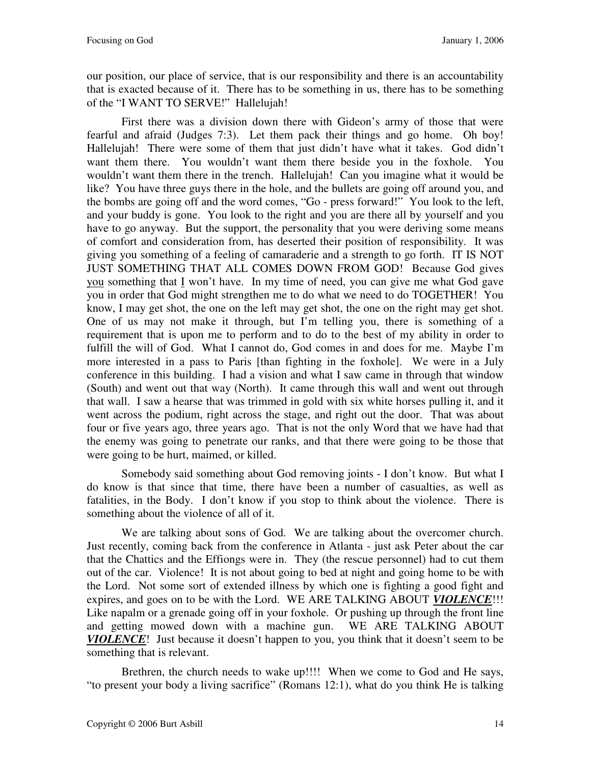our position, our place of service, that is our responsibility and there is an accountability that is exacted because of it. There has to be something in us, there has to be something of the "I WANT TO SERVE!" Hallelujah!

First there was a division down there with Gideon's army of those that were fearful and afraid (Judges 7:3). Let them pack their things and go home. Oh boy! Hallelujah! There were some of them that just didn't have what it takes. God didn't want them there. You wouldn't want them there beside you in the foxhole. You wouldn't want them there in the trench. Hallelujah! Can you imagine what it would be like? You have three guys there in the hole, and the bullets are going off around you, and the bombs are going off and the word comes, "Go - press forward!" You look to the left, and your buddy is gone. You look to the right and you are there all by yourself and you have to go anyway. But the support, the personality that you were deriving some means of comfort and consideration from, has deserted their position of responsibility. It was giving you something of a feeling of camaraderie and a strength to go forth. IT IS NOT JUST SOMETHING THAT ALL COMES DOWN FROM GOD! Because God gives <u>you</u> something that <u>I</u> won't have. In my time of need, you can give me what God gave you in order that God might strengthen me to do what we need to do TOGETHER! You know, I may get shot, the one on the left may get shot, the one on the right may get shot. One of us may not make it through, but I'm telling you, there is something of a requirement that is upon me to perform and to do to the best of my ability in order to fulfill the will of God. What I cannot do, God comes in and does for me. Maybe I'm more interested in a pass to Paris [than fighting in the foxhole]. We were in a July conference in this building. I had a vision and what I saw came in through that window (South) and went out that way (North). It came through this wall and went out through that wall. I saw a hearse that was trimmed in gold with six white horses pulling it, and it went across the podium, right across the stage, and right out the door. That was about four or five years ago, three years ago. That is not the only Word that we have had that the enemy was going to penetrate our ranks, and that there were going to be those that were going to be hurt, maimed, or killed.

Somebody said something about God removing joints - I don't know. But what I do know is that since that time, there have been a number of casualties, as well as fatalities, in the Body. I don't know if you stop to think about the violence. There is something about the violence of all of it.

We are talking about sons of God. We are talking about the overcomer church. Just recently, coming back from the conference in Atlanta - just ask Peter about the car that the Chattics and the Effiongs were in. They (the rescue personnel) had to cut them out of the car. Violence! It is not about going to bed at night and going home to be with the Lord. Not some sort of extended illness by which one is fighting a good fight and expires, and goes on to be with the Lord. WE ARE TALKING ABOUT <u>***VIOLENCE***</u>!!! Like napalm or a grenade going off in your foxhole. Or pushing up through the front line and getting mowed down with a machine gun. WE ARE TALKING ABOUT <u>***VIOLENCE***</u>! Just because it doesn't happen to you, you think that it doesn't seem to be something that is relevant.

Brethren, the church needs to wake up!!!! When we come to God and He says, "to present your body a living sacrifice" (Romans 12:1), what do you think He is talking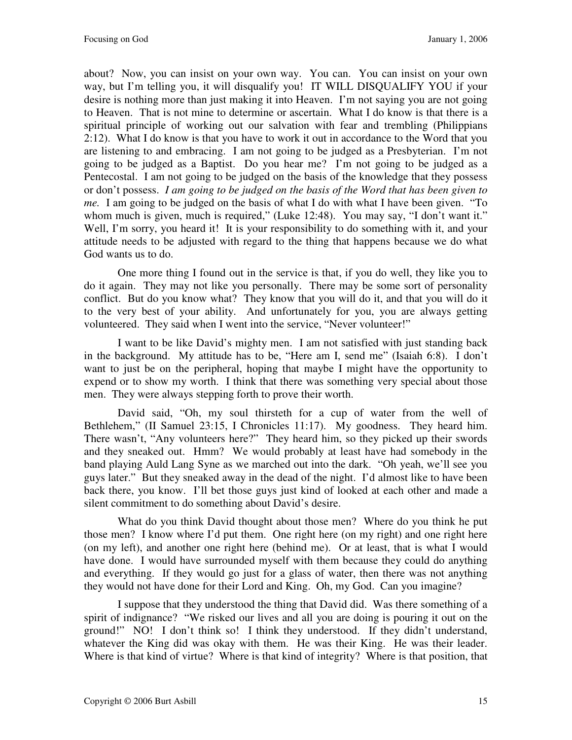about? Now, you can insist on your own way. You can. You can insist on your own way, but I'm telling you, it will disqualify you! IT WILL DISQUALIFY YOU if your desire is nothing more than just making it into Heaven. I'm not saying you are not going to Heaven. That is not mine to determine or ascertain. What I do know is that there is a spiritual principle of working out our salvation with fear and trembling (Philippians 2:12). What I do know is that you have to work it out in accordance to the Word that you are listening to and embracing. I am not going to be judged as a Presbyterian. I'm not going to be judged as a Baptist. Do you hear me? I'm not going to be judged as a Pentecostal. I am not going to be judged on the basis of the knowledge that they possess or don't possess. *I am going to be judged on the basis of the Word that has been given to me.* I am going to be judged on the basis of what I do with what I have been given. "To whom much is given, much is required," (Luke 12:48). You may say, "I don't want it." Well, I'm sorry, you heard it! It is your responsibility to do something with it, and your attitude needs to be adjusted with regard to the thing that happens because we do what God wants us to do.

One more thing I found out in the service is that, if you do well, they like you to do it again. They may not like you personally. There may be some sort of personality conflict. But do you know what? They know that you will do it, and that you will do it to the very best of your ability. And unfortunately for you, you are always getting volunteered. They said when I went into the service, "Never volunteer!"

I want to be like David's mighty men. I am not satisfied with just standing back in the background. My attitude has to be, "Here am I, send me" (Isaiah 6:8). I don't want to just be on the peripheral, hoping that maybe I might have the opportunity to expend or to show my worth. I think that there was something very special about those men. They were always stepping forth to prove their worth.

David said, "Oh, my soul thirsteth for a cup of water from the well of Bethlehem," (II Samuel 23:15, I Chronicles 11:17). My goodness. They heard him. There wasn't, "Any volunteers here?" They heard him, so they picked up their swords and they sneaked out. Hmm? We would probably at least have had somebody in the band playing Auld Lang Syne as we marched out into the dark. "Oh yeah, we'll see you guys later." But they sneaked away in the dead of the night. I'd almost like to have been back there, you know. I'll bet those guys just kind of looked at each other and made a silent commitment to do something about David's desire.

What do you think David thought about those men? Where do you think he put those men? I know where I'd put them. One right here (on my right) and one right here (on my left), and another one right here (behind me). Or at least, that is what I would have done. I would have surrounded myself with them because they could do anything and everything. If they would go just for a glass of water, then there was not anything they would not have done for their Lord and King. Oh, my God. Can you imagine?

I suppose that they understood the thing that David did. Was there something of a spirit of indignance? "We risked our lives and all you are doing is pouring it out on the ground!" NO! I don't think so! I think they understood. If they didn't understand, whatever the King did was okay with them. He was their King. He was their leader. Where is that kind of virtue? Where is that kind of integrity? Where is that position, that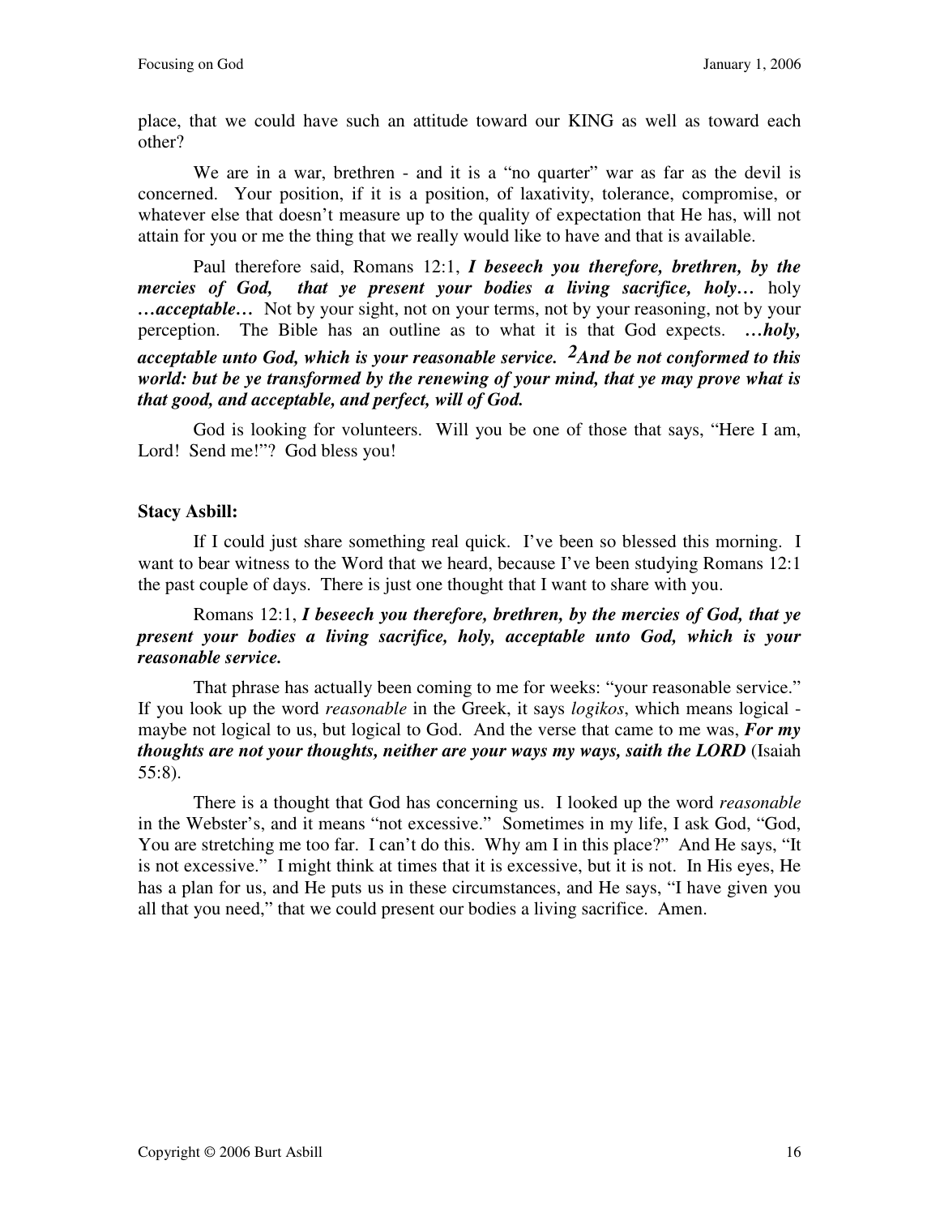place, that we could have such an attitude toward our KING as well as toward each other?

We are in a war, brethren - and it is a "no quarter" war as far as the devil is concerned. Your position, if it is a position, of laxativity, tolerance, compromise, or whatever else that doesn't measure up to the quality of expectation that He has, will not attain for you or me the thing that we really would like to have and that is available.

Paul therefore said, Romans 12:1, ***I beseech you therefore, brethren, by the mercies of God, that ye present your bodies a living sacrifice, holy…*** holy ***…acceptable…*** Not by your sight, not on your terms, not by your reasoning, not by your perception. The Bible has an outline as to what it is that God expects. ***…holy, acceptable unto God, which is your reasonable service. 2And be not conformed to this world: but be ye transformed by the renewing of your mind, that ye may prove what is that good, and acceptable, and perfect, will of God.***

God is looking for volunteers. Will you be one of those that says, "Here I am, Lord! Send me!"? God bless you!

**Stacy Asbill:**

If I could just share something real quick. I've been so blessed this morning. I want to bear witness to the Word that we heard, because I've been studying Romans 12:1 the past couple of days. There is just one thought that I want to share with you.

Romans 12:1, ***I beseech you therefore, brethren, by the mercies of God, that ye present your bodies a living sacrifice, holy, acceptable unto God, which is your reasonable service.***

That phrase has actually been coming to me for weeks: "your reasonable service." If you look up the word *reasonable* in the Greek, it says *logikos*, which means logical - maybe not logical to us, but logical to God. And the verse that came to me was, ***For my thoughts are not your thoughts, neither are your ways my ways, saith the LORD*** (Isaiah 55:8).

There is a thought that God has concerning us. I looked up the word *reasonable* in the Webster's, and it means "not excessive." Sometimes in my life, I ask God, "God, You are stretching me too far. I can't do this. Why am I in this place?" And He says, "It is not excessive." I might think at times that it is excessive, but it is not. In His eyes, He has a plan for us, and He puts us in these circumstances, and He says, "I have given you all that you need," that we could present our bodies a living sacrifice. Amen.